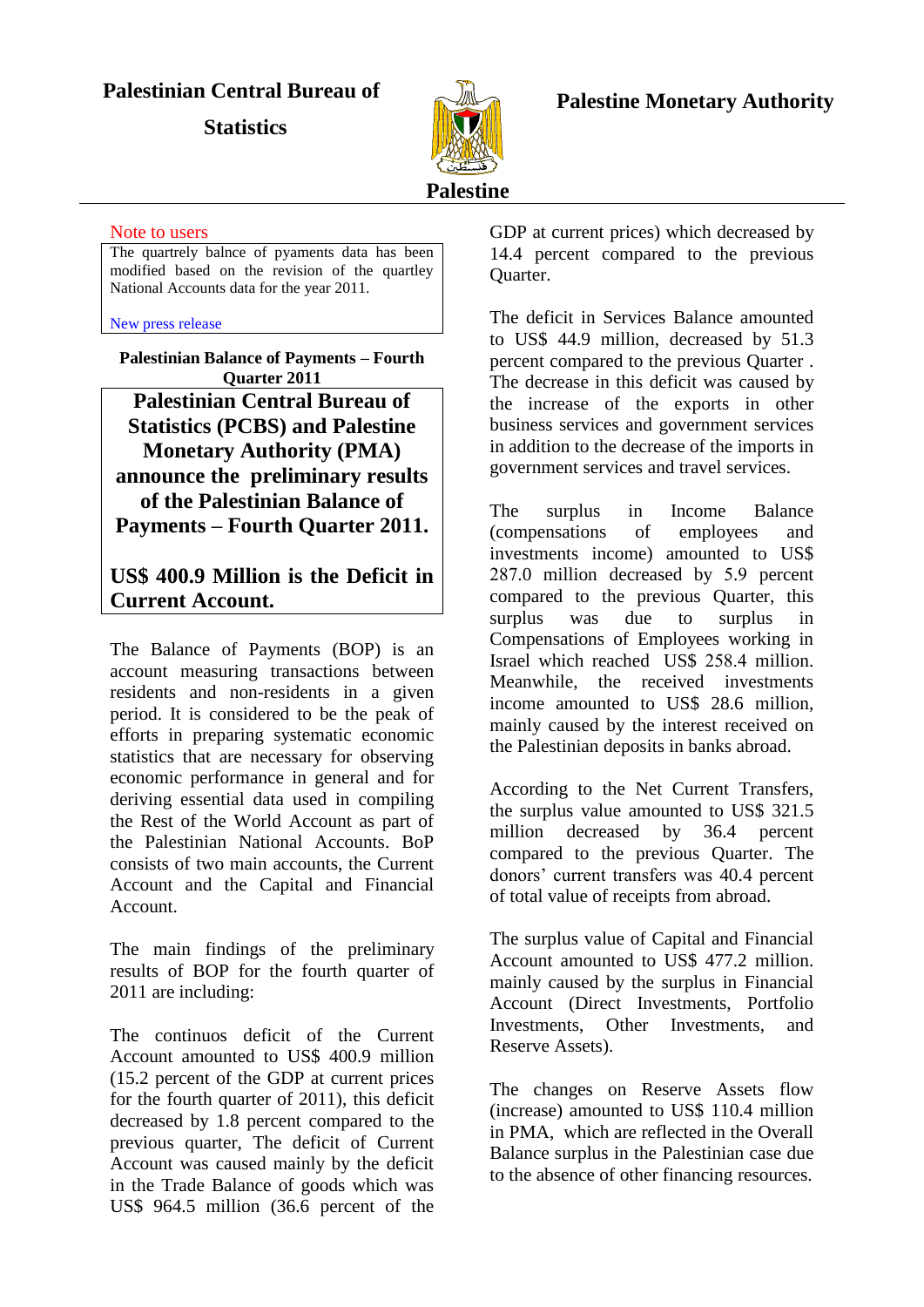**Palestinian Central Bureau of Statistics**

**Palestine**

**Palestine Monetary Authority**

Note to users

The quartrely balnce of pyaments data has been modified based on the revision of the quartley National Accounts data for the year 2011.

New press release

**Palestinian Balance of Payments – Fourth Quarter 2011**

## Palestinian Central Bureau of Statistics (PCBS) and Palestine Monetary Authority (PMA) announce the preliminary results of the Palestinian Balance of Payments – Fourth Quarter 2011.

## US$ 400.9 Million is the Deficit in Current Account.

The Balance of Payments (BOP) is an account measuring transactions between residents and non-residents in a given period. It is considered to be the peak of efforts in preparing systematic economic statistics that are necessary for observing economic performance in general and for deriving essential data used in compiling the Rest of the World Account as part of the Palestinian National Accounts. BoP consists of two main accounts, the Current Account and the Capital and Financial Account.

The main findings of the preliminary results of BOP for the fourth quarter of 2011 are including:

The continuos deficit of the Current Account amounted to US$ 400.9 million (15.2 percent of the GDP at current prices for the fourth quarter of 2011), this deficit decreased by 1.8 percent compared to the previous quarter, The deficit of Current Account was caused mainly by the deficit in the Trade Balance of goods which was US$ 964.5 million (36.6 percent of the GDP at current prices) which decreased by 14.4 percent compared to the previous Quarter.

The deficit in Services Balance amounted to US$ 44.9 million, decreased by 51.3 percent compared to the previous Quarter . The decrease in this deficit was caused by the increase of the exports in other business services and government services in addition to the decrease of the imports in government services and travel services.

The surplus in Income Balance (compensations of employees and investments income) amounted to US$ 287.0 million decreased by 5.9 percent compared to the previous Quarter, this surplus was due to surplus in Compensations of Employees working in Israel which reached US$ 258.4 million. Meanwhile, the received investments income amounted to US$ 28.6 million, mainly caused by the interest received on the Palestinian deposits in banks abroad.

According to the Net Current Transfers, the surplus value amounted to US$ 321.5 million decreased by 36.4 percent compared to the previous Quarter. The donors' current transfers was 40.4 percent of total value of receipts from abroad.

The surplus value of Capital and Financial Account amounted to US$ 477.2 million. mainly caused by the surplus in Financial Account (Direct Investments, Portfolio Investments, Other Investments, and Reserve Assets).

The changes on Reserve Assets flow (increase) amounted to US$ 110.4 million in PMA, which are reflected in the Overall Balance surplus in the Palestinian case due to the absence of other financing resources.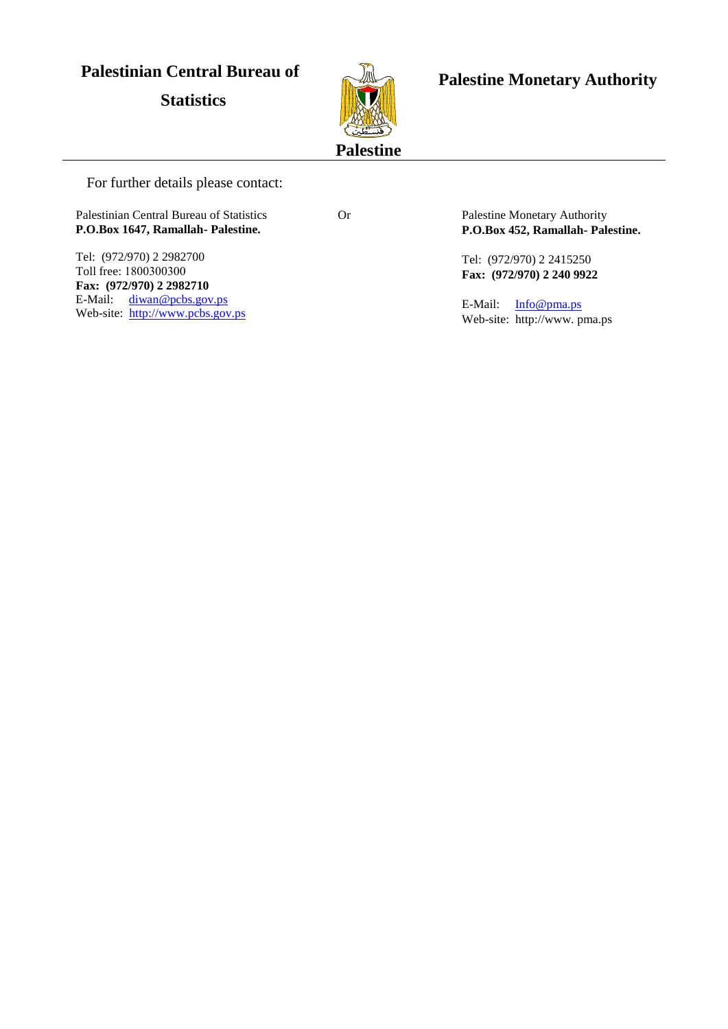**Palestinian Central Bureau of Statistics**

**Palestine Monetary Authority**

**Palestine**

For further details please contact:

Palestinian Central Bureau of Statistics
**P.O.Box 1647, Ramallah- Palestine.**

Tel: (972/970) 2 2982700
Toll free: 1800300300
**Fax: (972/970) 2 2982710**
E-Mail: diwan@pcbs.gov.ps
Web-site: http://www.pcbs.gov.ps

Or

Palestine Monetary Authority
**P.O.Box 452, Ramallah- Palestine.**

Tel: (972/970) 2 2415250
**Fax: (972/970) 2 240 9922**

E-Mail: Info@pma.ps
Web-site: http://www. pma.ps